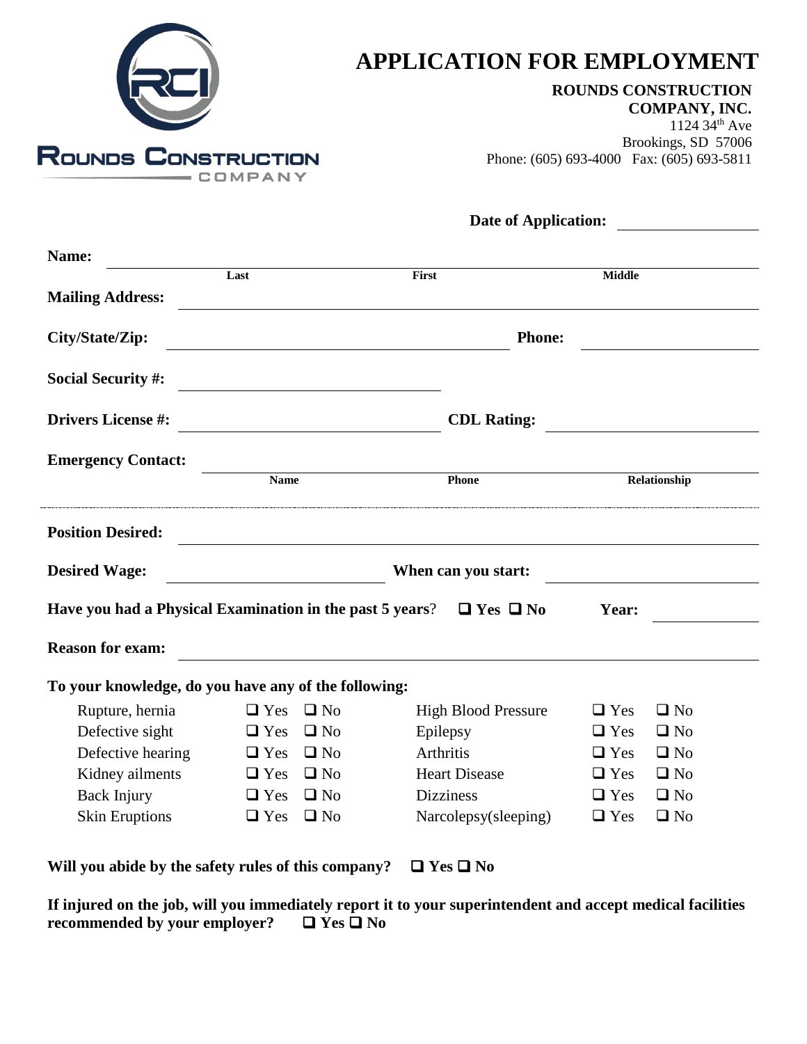ROUNDS CONSTRUCTION COMPANY

# APPLICATION FOR EMPLOYMENT

**ROUNDS CONSTRUCTION COMPANY, INC.**
1124 34th Ave
Brookings, SD 57006
Phone: (605) 693-4000 Fax: (605) 693-5811

**Date of Application:** ______________

**Name:** ______________________________________________
Last | First | Middle

**Mailing Address:** ______________________________________________

**City/State/Zip:** ______________________ **Phone:** ______________

**Social Security #:** ______________________

**Drivers License #:** ______________________ **CDL Rating:** ______________

**Emergency Contact:** ______________________________________________
Name | Phone | Relationship

---

**Position Desired:** ______________________________________________

**Desired Wage:** ______________ **When can you start:** ______________

**Have you had a Physical Examination in the past 5 years?** ❑ **Yes** ❑ **No** **Year:** __________

**Reason for exam:** ______________________________________________

**To your knowledge, do you have any of the following:**

| | | | | | |
|---|---|---|---|---|---|
| Rupture, hernia | ❑ Yes | ❑ No | High Blood Pressure | ❑ Yes | ❑ No |
| Defective sight | ❑ Yes | ❑ No | Epilepsy | ❑ Yes | ❑ No |
| Defective hearing | ❑ Yes | ❑ No | Arthritis | ❑ Yes | ❑ No |
| Kidney ailments | ❑ Yes | ❑ No | Heart Disease | ❑ Yes | ❑ No |
| Back Injury | ❑ Yes | ❑ No | Dizziness | ❑ Yes | ❑ No |
| Skin Eruptions | ❑ Yes | ❑ No | Narcolepsy(sleeping) | ❑ Yes | ❑ No |

**Will you abide by the safety rules of this company?** ❑ **Yes** ❑ **No**

**If injured on the job, will you immediately report it to your superintendent and accept medical facilities recommended by your employer?** ❑ **Yes** ❑ **No**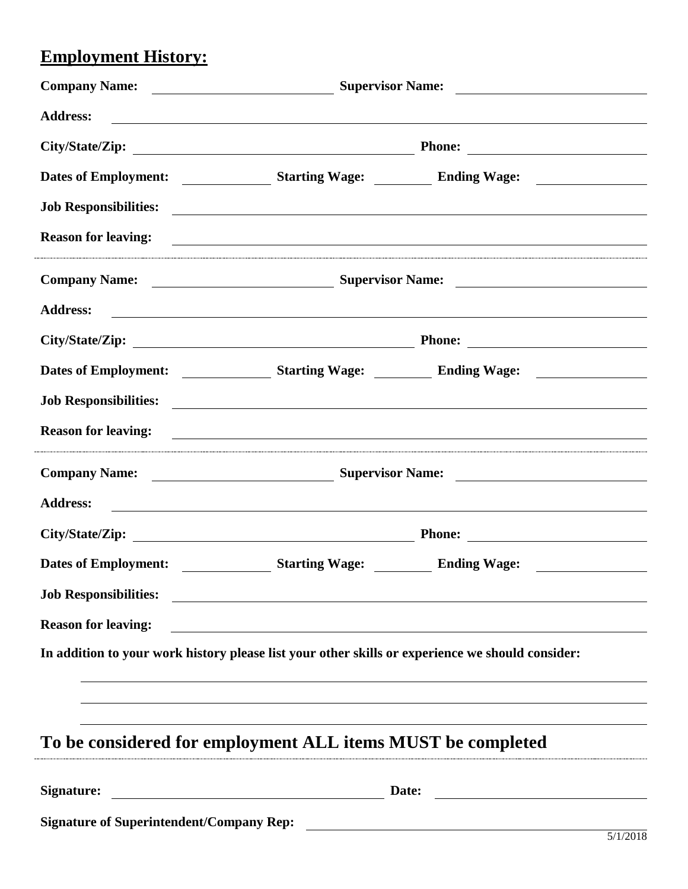## Employment History:

**Company Name:** \_\_\_\_\_\_\_\_\_\_\_\_\_\_\_\_\_\_\_\_ **Supervisor Name:** \_\_\_\_\_\_\_\_\_\_\_\_\_\_\_\_\_\_\_\_

**Address:** \_\_\_\_\_\_\_\_\_\_\_\_\_\_\_\_\_\_\_\_\_\_\_\_\_\_\_\_\_\_\_\_\_\_\_\_\_\_\_\_

**City/State/Zip:** \_\_\_\_\_\_\_\_\_\_\_\_\_\_\_\_\_\_\_\_\_\_\_\_\_\_\_\_ **Phone:** \_\_\_\_\_\_\_\_\_\_\_\_\_\_\_\_\_\_\_\_

**Dates of Employment:** \_\_\_\_\_\_\_\_\_\_ **Starting Wage:** \_\_\_\_\_\_\_\_ **Ending Wage:** \_\_\_\_\_\_\_\_\_\_

**Job Responsibilities:** \_\_\_\_\_\_\_\_\_\_\_\_\_\_\_\_\_\_\_\_\_\_\_\_\_\_\_\_\_\_\_\_\_\_\_\_\_\_\_\_

**Reason for leaving:** \_\_\_\_\_\_\_\_\_\_\_\_\_\_\_\_\_\_\_\_\_\_\_\_\_\_\_\_\_\_\_\_\_\_\_\_\_\_\_\_

---

**Company Name:** \_\_\_\_\_\_\_\_\_\_\_\_\_\_\_\_\_\_\_\_ **Supervisor Name:** \_\_\_\_\_\_\_\_\_\_\_\_\_\_\_\_\_\_\_\_

**Address:** \_\_\_\_\_\_\_\_\_\_\_\_\_\_\_\_\_\_\_\_\_\_\_\_\_\_\_\_\_\_\_\_\_\_\_\_\_\_\_\_

**City/State/Zip:** \_\_\_\_\_\_\_\_\_\_\_\_\_\_\_\_\_\_\_\_\_\_\_\_\_\_\_\_ **Phone:** \_\_\_\_\_\_\_\_\_\_\_\_\_\_\_\_\_\_\_\_

**Dates of Employment:** \_\_\_\_\_\_\_\_\_\_ **Starting Wage:** \_\_\_\_\_\_\_\_ **Ending Wage:** \_\_\_\_\_\_\_\_\_\_

**Job Responsibilities:** \_\_\_\_\_\_\_\_\_\_\_\_\_\_\_\_\_\_\_\_\_\_\_\_\_\_\_\_\_\_\_\_\_\_\_\_\_\_\_\_

**Reason for leaving:** \_\_\_\_\_\_\_\_\_\_\_\_\_\_\_\_\_\_\_\_\_\_\_\_\_\_\_\_\_\_\_\_\_\_\_\_\_\_\_\_

---

**Company Name:** \_\_\_\_\_\_\_\_\_\_\_\_\_\_\_\_\_\_\_\_ **Supervisor Name:** \_\_\_\_\_\_\_\_\_\_\_\_\_\_\_\_\_\_\_\_

**Address:** \_\_\_\_\_\_\_\_\_\_\_\_\_\_\_\_\_\_\_\_\_\_\_\_\_\_\_\_\_\_\_\_\_\_\_\_\_\_\_\_

**City/State/Zip:** \_\_\_\_\_\_\_\_\_\_\_\_\_\_\_\_\_\_\_\_\_\_\_\_\_\_\_\_ **Phone:** \_\_\_\_\_\_\_\_\_\_\_\_\_\_\_\_\_\_\_\_

**Dates of Employment:** \_\_\_\_\_\_\_\_\_\_ **Starting Wage:** \_\_\_\_\_\_\_\_ **Ending Wage:** \_\_\_\_\_\_\_\_\_\_

**Job Responsibilities:** \_\_\_\_\_\_\_\_\_\_\_\_\_\_\_\_\_\_\_\_\_\_\_\_\_\_\_\_\_\_\_\_\_\_\_\_\_\_\_\_

**Reason for leaving:** \_\_\_\_\_\_\_\_\_\_\_\_\_\_\_\_\_\_\_\_\_\_\_\_\_\_\_\_\_\_\_\_\_\_\_\_\_\_\_\_

**In addition to your work history please list your other skills or experience we should consider:**

\_\_\_\_\_\_\_\_\_\_\_\_\_\_\_\_\_\_\_\_\_\_\_\_\_\_\_\_\_\_\_\_\_\_\_\_\_\_\_\_\_\_\_\_\_\_\_\_\_\_\_\_

\_\_\_\_\_\_\_\_\_\_\_\_\_\_\_\_\_\_\_\_\_\_\_\_\_\_\_\_\_\_\_\_\_\_\_\_\_\_\_\_\_\_\_\_\_\_\_\_\_\_\_\_

\_\_\_\_\_\_\_\_\_\_\_\_\_\_\_\_\_\_\_\_\_\_\_\_\_\_\_\_\_\_\_\_\_\_\_\_\_\_\_\_\_\_\_\_\_\_\_\_\_\_\_\_

## To be considered for employment ALL items MUST be completed

---

**Signature:** \_\_\_\_\_\_\_\_\_\_\_\_\_\_\_\_\_\_\_\_\_\_\_\_\_\_\_\_ **Date:** \_\_\_\_\_\_\_\_\_\_\_\_\_\_\_\_\_\_\_\_

**Signature of Superintendent/Company Rep:** \_\_\_\_\_\_\_\_\_\_\_\_\_\_\_\_\_\_\_\_\_\_\_\_\_\_\_\_

5/1/2018